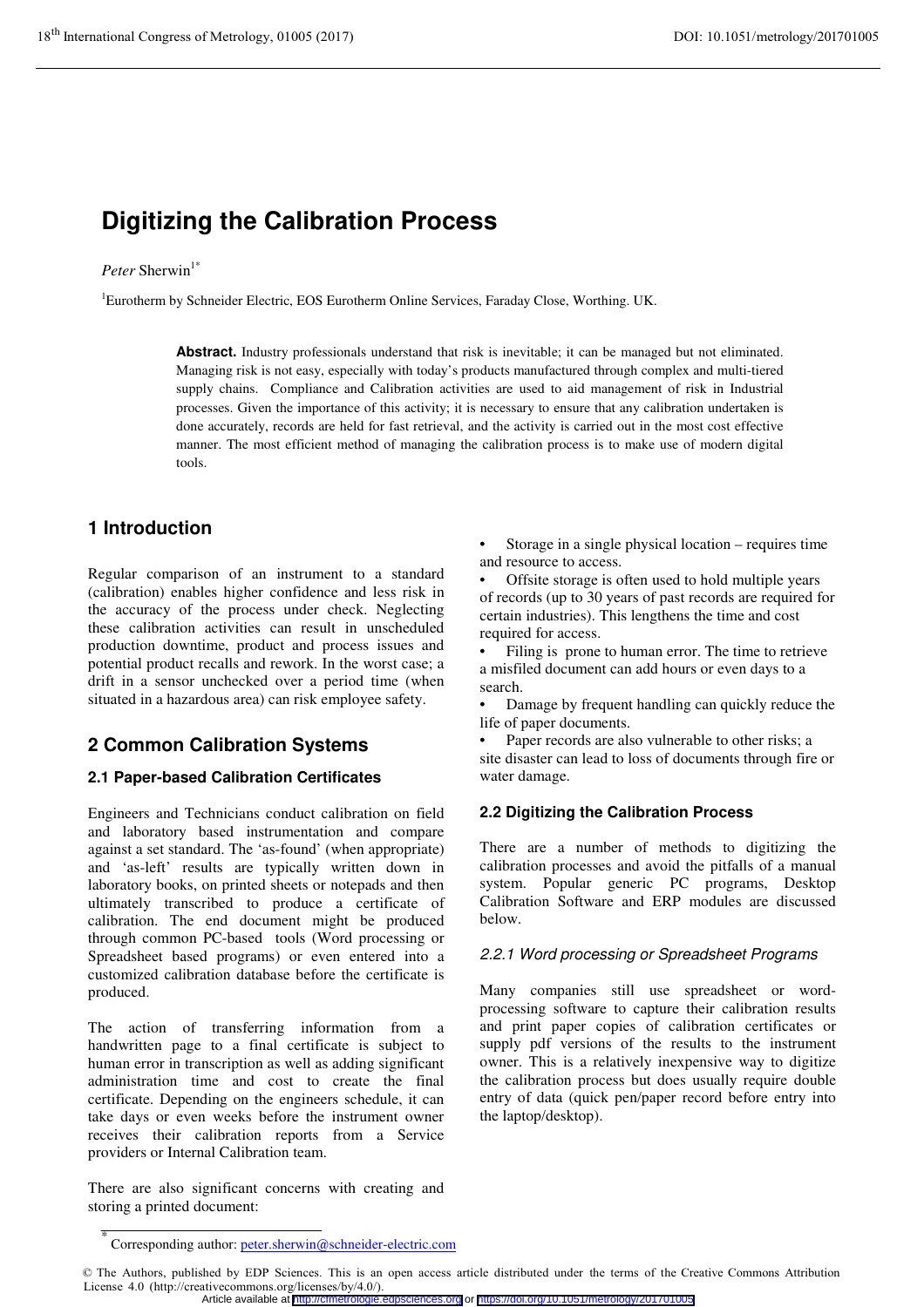# Digitizing the Calibration Process

*Peter* Sherwin[1*]

[1]Eurotherm by Schneider Electric, EOS Eurotherm Online Services, Faraday Close, Worthing. UK.

**Abstract.** Industry professionals understand that risk is inevitable; it can be managed but not eliminated. Managing risk is not easy, especially with today's products manufactured through complex and multi-tiered supply chains. Compliance and Calibration activities are used to aid management of risk in Industrial processes. Given the importance of this activity; it is necessary to ensure that any calibration undertaken is done accurately, records are held for fast retrieval, and the activity is carried out in the most cost effective manner. The most efficient method of managing the calibration process is to make use of modern digital tools.

## 1 Introduction

Regular comparison of an instrument to a standard (calibration) enables higher confidence and less risk in the accuracy of the process under check. Neglecting these calibration activities can result in unscheduled production downtime, product and process issues and potential product recalls and rework. In the worst case; a drift in a sensor unchecked over a period time (when situated in a hazardous area) can risk employee safety.

## 2 Common Calibration Systems

### 2.1 Paper-based Calibration Certificates

Engineers and Technicians conduct calibration on field and laboratory based instrumentation and compare against a set standard. The 'as-found' (when appropriate) and 'as-left' results are typically written down in laboratory books, on printed sheets or notepads and then ultimately transcribed to produce a certificate of calibration. The end document might be produced through common PC-based tools (Word processing or Spreadsheet based programs) or even entered into a customized calibration database before the certificate is produced.

The action of transferring information from a handwritten page to a final certificate is subject to human error in transcription as well as adding significant administration time and cost to create the final certificate. Depending on the engineers schedule, it can take days or even weeks before the instrument owner receives their calibration reports from a Service providers or Internal Calibration team.

There are also significant concerns with creating and storing a printed document:

- Storage in a single physical location – requires time and resource to access.
- Offsite storage is often used to hold multiple years of records (up to 30 years of past records are required for certain industries). This lengthens the time and cost required for access.
- Filing is prone to human error. The time to retrieve a misfiled document can add hours or even days to a search.
- Damage by frequent handling can quickly reduce the life of paper documents.
- Paper records are also vulnerable to other risks; a site disaster can lead to loss of documents through fire or water damage.

### 2.2 Digitizing the Calibration Process

There are a number of methods to digitizing the calibration processes and avoid the pitfalls of a manual system. Popular generic PC programs, Desktop Calibration Software and ERP modules are discussed below.

#### *2.2.1 Word processing or Spreadsheet Programs*

Many companies still use spreadsheet or word-processing software to capture their calibration results and print paper copies of calibration certificates or supply pdf versions of the results to the instrument owner. This is a relatively inexpensive way to digitize the calibration process but does usually require double entry of data (quick pen/paper record before entry into the laptop/desktop).

[*] Corresponding author: peter.sherwin@schneider-electric.com

© The Authors, published by EDP Sciences. This is an open access article distributed under the terms of the Creative Commons Attribution License 4.0 (http://creativecommons.org/licenses/by/4.0/).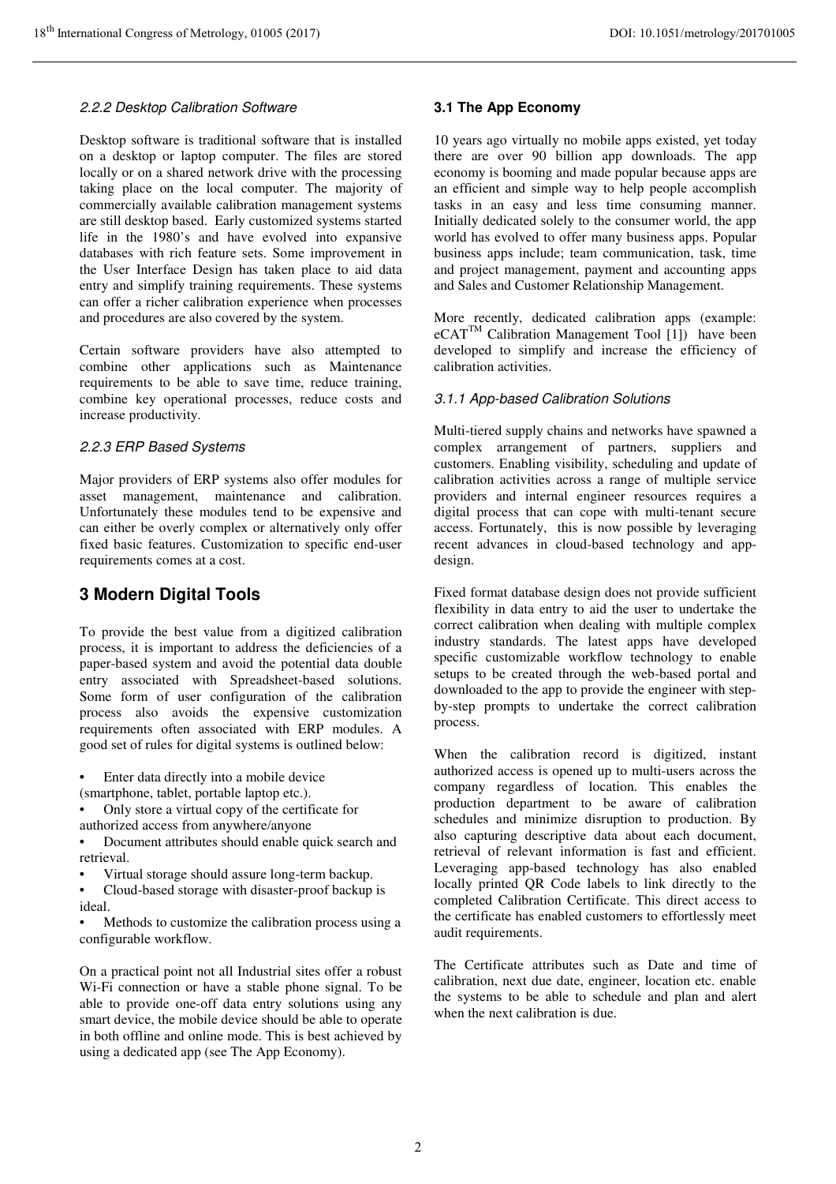#### 2.2.2 Desktop Calibration Software

Desktop software is traditional software that is installed on a desktop or laptop computer. The files are stored locally or on a shared network drive with the processing taking place on the local computer. The majority of commercially available calibration management systems are still desktop based. Early customized systems started life in the 1980's and have evolved into expansive databases with rich feature sets. Some improvement in the User Interface Design has taken place to aid data entry and simplify training requirements. These systems can offer a richer calibration experience when processes and procedures are also covered by the system.

Certain software providers have also attempted to combine other applications such as Maintenance requirements to be able to save time, reduce training, combine key operational processes, reduce costs and increase productivity.

#### 2.2.3 ERP Based Systems

Major providers of ERP systems also offer modules for asset management, maintenance and calibration. Unfortunately these modules tend to be expensive and can either be overly complex or alternatively only offer fixed basic features. Customization to specific end-user requirements comes at a cost.

## 3 Modern Digital Tools

To provide the best value from a digitized calibration process, it is important to address the deficiencies of a paper-based system and avoid the potential data double entry associated with Spreadsheet-based solutions. Some form of user configuration of the calibration process also avoids the expensive customization requirements often associated with ERP modules. A good set of rules for digital systems is outlined below:

- Enter data directly into a mobile device (smartphone, tablet, portable laptop etc.).
- Only store a virtual copy of the certificate for authorized access from anywhere/anyone
- Document attributes should enable quick search and retrieval.
- Virtual storage should assure long-term backup.
- Cloud-based storage with disaster-proof backup is ideal.
- Methods to customize the calibration process using a configurable workflow.

On a practical point not all Industrial sites offer a robust Wi-Fi connection or have a stable phone signal. To be able to provide one-off data entry solutions using any smart device, the mobile device should be able to operate in both offline and online mode. This is best achieved by using a dedicated app (see The App Economy).

### 3.1 The App Economy

10 years ago virtually no mobile apps existed, yet today there are over 90 billion app downloads. The app economy is booming and made popular because apps are an efficient and simple way to help people accomplish tasks in an easy and less time consuming manner. Initially dedicated solely to the consumer world, the app world has evolved to offer many business apps. Popular business apps include; team communication, task, time and project management, payment and accounting apps and Sales and Customer Relationship Management.

More recently, dedicated calibration apps (example: eCAT™ Calibration Management Tool [1]) have been developed to simplify and increase the efficiency of calibration activities.

#### 3.1.1 App-based Calibration Solutions

Multi-tiered supply chains and networks have spawned a complex arrangement of partners, suppliers and customers. Enabling visibility, scheduling and update of calibration activities across a range of multiple service providers and internal engineer resources requires a digital process that can cope with multi-tenant secure access. Fortunately, this is now possible by leveraging recent advances in cloud-based technology and app-design.

Fixed format database design does not provide sufficient flexibility in data entry to aid the user to undertake the correct calibration when dealing with multiple complex industry standards. The latest apps have developed specific customizable workflow technology to enable setups to be created through the web-based portal and downloaded to the app to provide the engineer with step-by-step prompts to undertake the correct calibration process.

When the calibration record is digitized, instant authorized access is opened up to multi-users across the company regardless of location. This enables the production department to be aware of calibration schedules and minimize disruption to production. By also capturing descriptive data about each document, retrieval of relevant information is fast and efficient. Leveraging app-based technology has also enabled locally printed QR Code labels to link directly to the completed Calibration Certificate. This direct access to the certificate has enabled customers to effortlessly meet audit requirements.

The Certificate attributes such as Date and time of calibration, next due date, engineer, location etc. enable the systems to be able to schedule and plan and alert when the next calibration is due.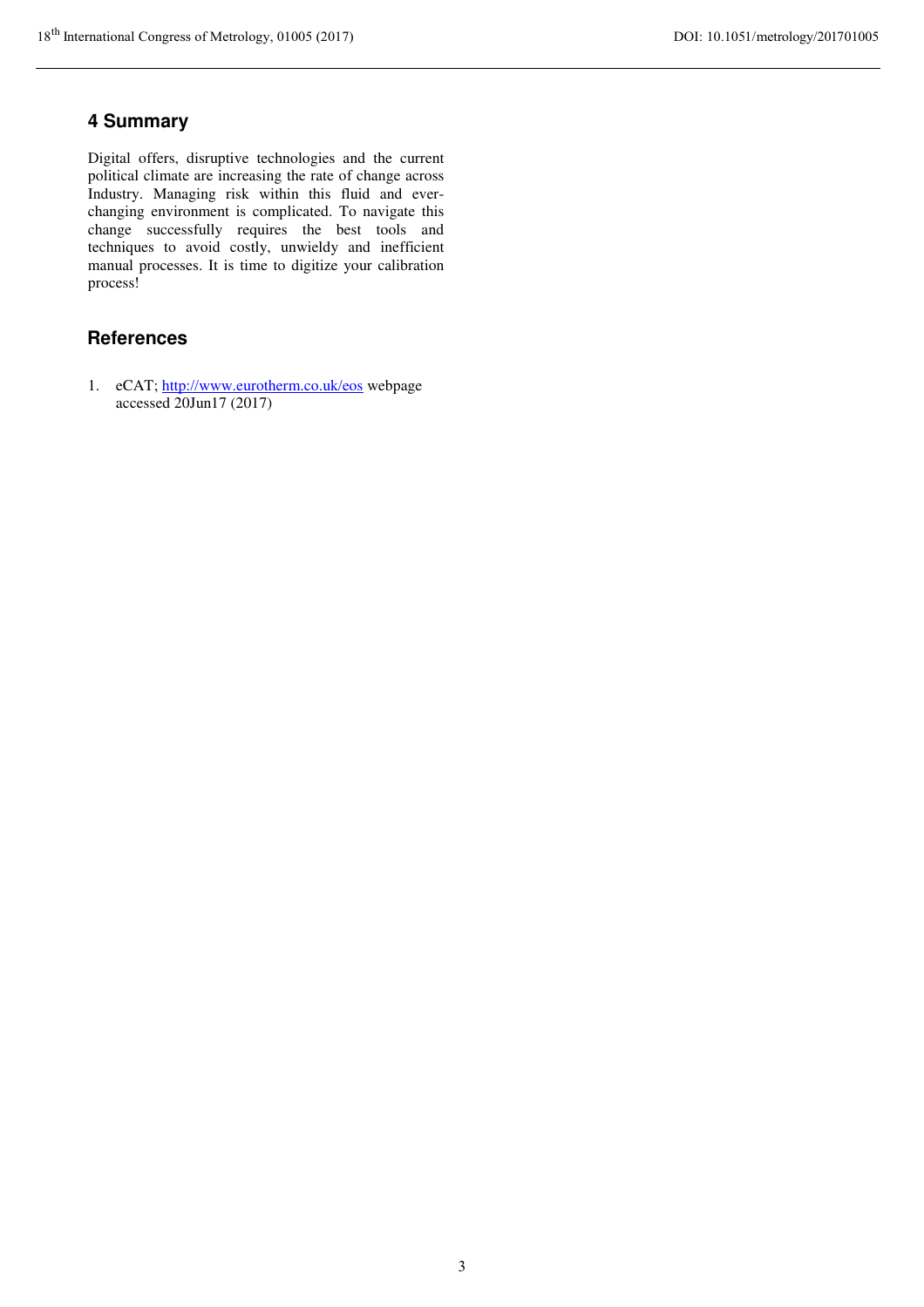## 4 Summary

Digital offers, disruptive technologies and the current political climate are increasing the rate of change across Industry. Managing risk within this fluid and ever-changing environment is complicated. To navigate this change successfully requires the best tools and techniques to avoid costly, unwieldy and inefficient manual processes. It is time to digitize your calibration process!

## References

1. eCAT; http://www.eurotherm.co.uk/eos webpage accessed 20Jun17 (2017)